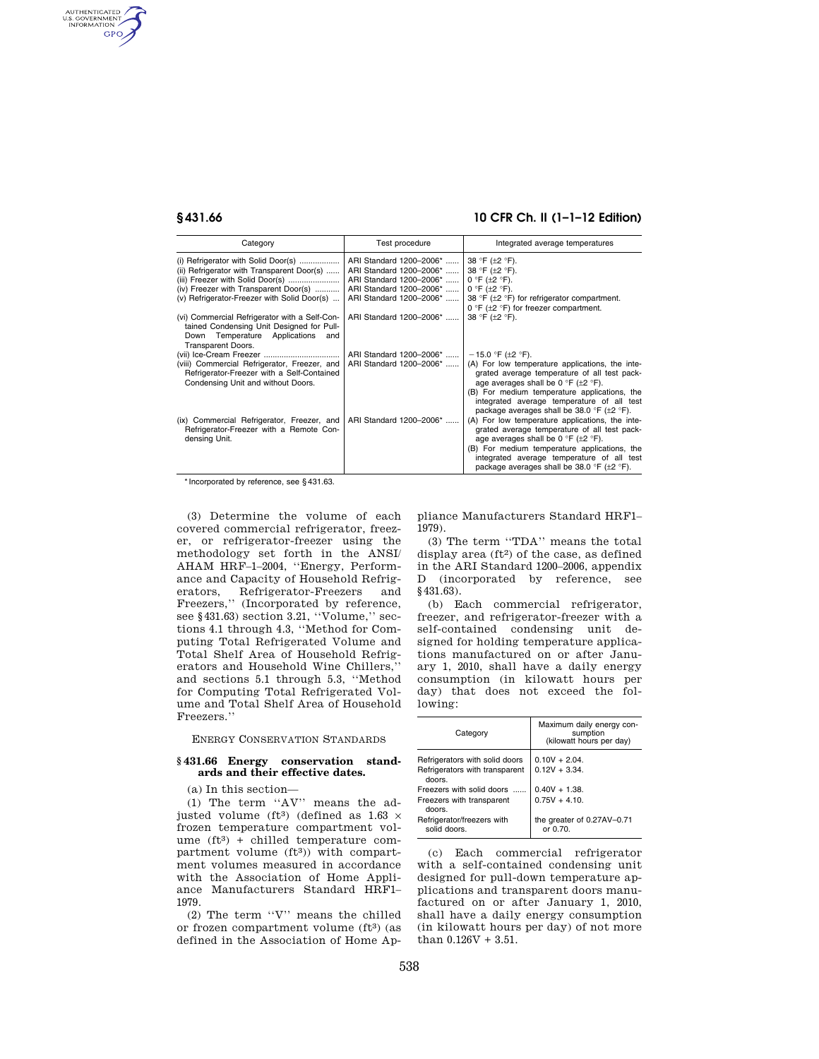| Category | Test procedure | Integrated average temperatures |
|---|---|---|
| (i) Refrigerator with Solid Door(s) | ARI Standard 1200–2006* | 38 °F (±2 °F). |
| (ii) Refrigerator with Transparent Door(s) | ARI Standard 1200–2006* | 38 °F (±2 °F). |
| (iii) Freezer with Solid Door(s) | ARI Standard 1200–2006* | 0 °F (±2 °F). |
| (iv) Freezer with Transparent Door(s) | ARI Standard 1200–2006* | 0 °F (±2 °F). |
| (v) Refrigerator-Freezer with Solid Door(s) | ARI Standard 1200–2006* | 38 °F (±2 °F) for refrigerator compartment. 0 °F (±2 °F) for freezer compartment. |
| (vi) Commercial Refrigerator with a Self-Contained Condensing Unit Designed for Pull-Down Temperature Applications and Transparent Doors. | ARI Standard 1200–2006* | 38 °F (±2 °F). |
| (vii) Ice-Cream Freezer | ARI Standard 1200–2006* | −15.0 °F (±2 °F). |
| (viii) Commercial Refrigerator, Freezer, and Refrigerator-Freezer with a Self-Contained Condensing Unit and without Doors. | ARI Standard 1200–2006* | (A) For low temperature applications, the integrated average temperature of all test package averages shall be 0 °F (±2 °F). (B) For medium temperature applications, the integrated average temperature of all test package averages shall be 38.0 °F (±2 °F). |
| (ix) Commercial Refrigerator, Freezer, and Refrigerator-Freezer with a Remote Condensing Unit. | ARI Standard 1200–2006* | (A) For low temperature applications, the integrated average temperature of all test package averages shall be 0 °F (±2 °F). (B) For medium temperature applications, the integrated average temperature of all test package averages shall be 38.0 °F (±2 °F). |

\* Incorporated by reference, see §431.63.

(3) Determine the volume of each covered commercial refrigerator, freezer, or refrigerator-freezer using the methodology set forth in the ANSI/AHAM HRF–1–2004, "Energy, Performance and Capacity of Household Refrigerators, Refrigerator-Freezers and Freezers," (Incorporated by reference, see §431.63) section 3.21, "Volume," sections 4.1 through 4.3, "Method for Computing Total Refrigerated Volume and Total Shelf Area of Household Refrigerators and Household Wine Chillers," and sections 5.1 through 5.3, "Method for Computing Total Refrigerated Volume and Total Shelf Area of Household Freezers."

ENERGY CONSERVATION STANDARDS

### §431.66 Energy conservation standards and their effective dates.

(a) In this section—

(1) The term "AV" means the adjusted volume ($ft^3$) (defined as 1.63 × frozen temperature compartment volume ($ft^3$) + chilled temperature compartment volume ($ft^3$)) with compartment volumes measured in accordance with the Association of Home Appliance Manufacturers Standard HRF1–1979.

(2) The term "V" means the chilled or frozen compartment volume ($ft^3$) (as defined in the Association of Home Appliance Manufacturers Standard HRF1–1979).

(3) The term "TDA" means the total display area ($ft^2$) of the case, as defined in the ARI Standard 1200–2006, appendix D (incorporated by reference, see §431.63).

(b) Each commercial refrigerator, freezer, and refrigerator-freezer with a self-contained condensing unit designed for holding temperature applications manufactured on or after January 1, 2010, shall have a daily energy consumption (in kilowatt hours per day) that does not exceed the following:

| Category | Maximum daily energy consumption (kilowatt hours per day) |
|---|---|
| Refrigerators with solid doors | 0.10V + 2.04. |
| Refrigerators with transparent doors. | 0.12V + 3.34. |
| Freezers with solid doors | 0.40V + 1.38. |
| Freezers with transparent doors. | 0.75V + 4.10. |
| Refrigerator/freezers with solid doors. | the greater of 0.27AV–0.71 or 0.70. |

(c) Each commercial refrigerator with a self-contained condensing unit designed for pull-down temperature applications and transparent doors manufactured on or after January 1, 2010, shall have a daily energy consumption (in kilowatt hours per day) of not more than 0.126V + 3.51.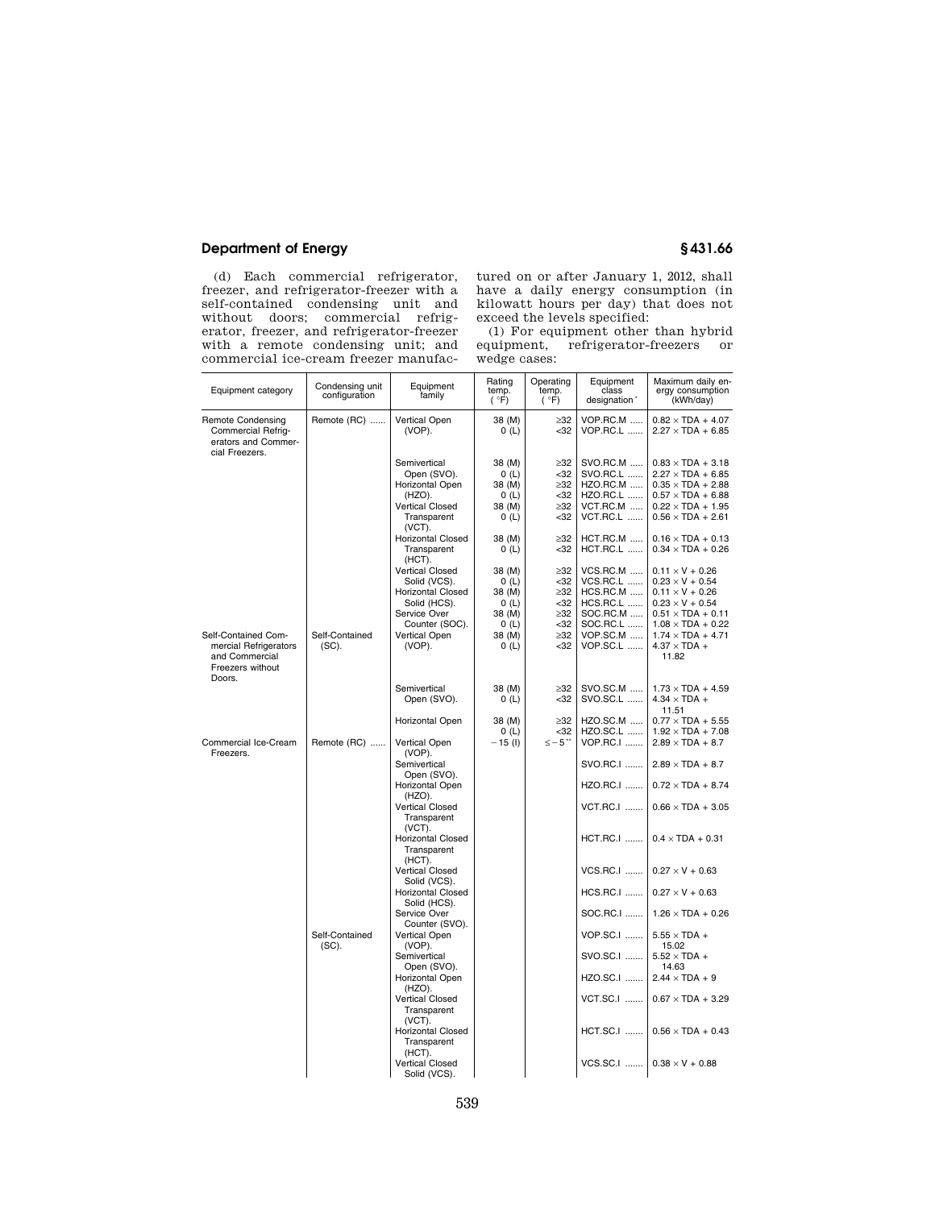(d) Each commercial refrigerator, freezer, and refrigerator-freezer with a self-contained condensing unit and without doors; commercial refrigerator, freezer, and refrigerator-freezer with a remote condensing unit; and commercial ice-cream freezer manufactured on or after January 1, 2012, shall have a daily energy consumption (in kilowatt hours per day) that does not exceed the levels specified:

(1) For equipment other than hybrid equipment, refrigerator-freezers or wedge cases:

| Equipment category | Condensing unit configuration | Equipment family | Rating temp. (°F) | Operating temp. (°F) | Equipment class designation* | Maximum daily energy consumption (kWh/day) |
|---|---|---|---|---|---|---|
| Remote Condensing Commercial Refrigerators and Commercial Freezers. | Remote (RC) | Vertical Open (VOP). | 38 (M) | ≥32 | VOP.RC.M | $0.82 \times TDA + 4.07$ |
| | | | 0 (L) | <32 | VOP.RC.L | $2.27 \times TDA + 6.85$ |
| | | Semivertical Open (SVO). | 38 (M) | ≥32 | SVO.RC.M | $0.83 \times TDA + 3.18$ |
| | | | 0 (L) | <32 | SVO.RC.L | $2.27 \times TDA + 6.85$ |
| | | Horizontal Open (HZO). | 38 (M) | ≥32 | HZO.RC.M | $0.35 \times TDA + 2.88$ |
| | | | 0 (L) | <32 | HZO.RC.L | $0.57 \times TDA + 6.88$ |
| | | Vertical Closed Transparent (VCT). | 38 (M) | ≥32 | VCT.RC.M | $0.22 \times TDA + 1.95$ |
| | | | 0 (L) | <32 | VCT.RC.L | $0.56 \times TDA + 2.61$ |
| | | Horizontal Closed Transparent (HCT). | 38 (M) | ≥32 | HCT.RC.M | $0.16 \times TDA + 0.13$ |
| | | | 0 (L) | <32 | HCT.RC.L | $0.34 \times TDA + 0.26$ |
| | | Vertical Closed Solid (VCS). | 38 (M) | ≥32 | VCS.RC.M | $0.11 \times V + 0.26$ |
| | | | 0 (L) | <32 | VCS.RC.L | $0.23 \times V + 0.54$ |
| | | Horizontal Closed Solid (HCS). | 38 (M) | ≥32 | HCS.RC.M | $0.11 \times V + 0.26$ |
| | | | 0 (L) | <32 | HCS.RC.L | $0.23 \times V + 0.54$ |
| | | Service Over Counter (SOC). | 38 (M) | ≥32 | SOC.RC.M | $0.51 \times TDA + 0.11$ |
| | | | 0 (L) | <32 | SOC.RC.L | $1.08 \times TDA + 0.22$ |
| Self-Contained Commercial Refrigerators and Commercial Freezers without Doors. | Self-Contained (SC). | Vertical Open (VOP). | 38 (M) | ≥32 | VOP.SC.M | $1.74 \times TDA + 4.71$ |
| | | | 0 (L) | <32 | VOP.SC.L | $4.37 \times TDA + 11.82$ |
| | | Semivertical Open (SVO). | 38 (M) | ≥32 | SVO.SC.M | $1.73 \times TDA + 4.59$ |
| | | | 0 (L) | <32 | SVO.SC.L | $4.34 \times TDA + 11.51$ |
| | | Horizontal Open | 38 (M) | ≥32 | HZO.SC.M | $0.77 \times TDA + 5.55$ |
| | | | 0 (L) | <32 | HZO.SC.L | $1.92 \times TDA + 7.08$ |
| Commercial Ice-Cream Freezers. | Remote (RC) | Vertical Open (VOP). | −15 (I) | ≤−5** | VOP.RC.I | $2.89 \times TDA + 8.7$ |
| | | Semivertical Open (SVO). | | | SVO.RC.I | $2.89 \times TDA + 8.7$ |
| | | Horizontal Open (HZO). | | | HZO.RC.I | $0.72 \times TDA + 8.74$ |
| | | Vertical Closed Transparent (VCT). | | | VCT.RC.I | $0.66 \times TDA + 3.05$ |
| | | Horizontal Closed Transparent (HCT). | | | HCT.RC.I | $0.4 \times TDA + 0.31$ |
| | | Vertical Closed Solid (VCS). | | | VCS.RC.I | $0.27 \times V + 0.63$ |
| | | Horizontal Closed Solid (HCS). | | | HCS.RC.I | $0.27 \times V + 0.63$ |
| | | Service Over Counter (SVO). | | | SOC.RC.I | $1.26 \times TDA + 0.26$ |
| | Self-Contained (SC). | Vertical Open (VOP). | | | VOP.SC.I | $5.55 \times TDA + 15.02$ |
| | | Semivertical Open (SVO). | | | SVO.SC.I | $5.52 \times TDA + 14.63$ |
| | | Horizontal Open (HZO). | | | HZO.SC.I | $2.44 \times TDA + 9$ |
| | | Vertical Closed Transparent (VCT). | | | VCT.SC.I | $0.67 \times TDA + 3.29$ |
| | | Horizontal Closed Transparent (HCT). | | | HCT.SC.I | $0.56 \times TDA + 0.43$ |
| | | Vertical Closed Solid (VCS). | | | VCS.SC.I | $0.38 \times V + 0.88$ |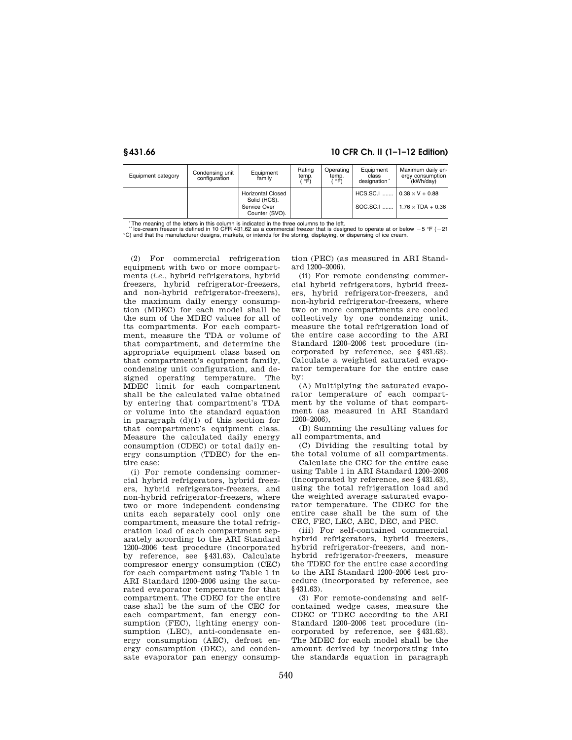| Equipment category | Condensing unit configuration | Equipment family | Rating temp. (°F) | Operating temp. (°F) | Equipment class designation* | Maximum daily energy consumption (kWh/day) |
|---|---|---|---|---|---|---|
| | | Horizontal Closed Solid (HCS). | | | HCS.SC.I ....... | $0.38 \times V + 0.88$ |
| | | Service Over Counter (SVO). | | | SOC.SC.I ....... | $1.76 \times TDA + 0.36$ |

\* The meaning of the letters in this column is indicated in the three columns to the left.

\*\* Ice-cream freezer is defined in 10 CFR 431.62 as a commercial freezer that is designed to operate at or below −5 °F (−21 °C) and that the manufacturer designs, markets, or intends for the storing, displaying, or dispensing of ice cream.

(2) For commercial refrigeration equipment with two or more compartments (*i.e.*, hybrid refrigerators, hybrid freezers, hybrid refrigerator-freezers, and non-hybrid refrigerator-freezers), the maximum daily energy consumption (MDEC) for each model shall be the sum of the MDEC values for all of its compartments. For each compartment, measure the TDA or volume of that compartment, and determine the appropriate equipment class based on that compartment's equipment family, condensing unit configuration, and designed operating temperature. The MDEC limit for each compartment shall be the calculated value obtained by entering that compartment's TDA or volume into the standard equation in paragraph (d)(1) of this section for that compartment's equipment class. Measure the calculated daily energy consumption (CDEC) or total daily energy consumption (TDEC) for the entire case:

(i) For remote condensing commercial hybrid refrigerators, hybrid freezers, hybrid refrigerator-freezers, and non-hybrid refrigerator-freezers, where two or more independent condensing units each separately cool only one compartment, measure the total refrigeration load of each compartment separately according to the ARI Standard 1200–2006 test procedure (incorporated by reference, see §431.63). Calculate compressor energy consumption (CEC) for each compartment using Table 1 in ARI Standard 1200–2006 using the saturated evaporator temperature for that compartment. The CDEC for the entire case shall be the sum of the CEC for each compartment, fan energy consumption (FEC), lighting energy consumption (LEC), anti-condensate energy consumption (AEC), defrost energy consumption (DEC), and condensate evaporator pan energy consumption (PEC) (as measured in ARI Standard 1200–2006).

(ii) For remote condensing commercial hybrid refrigerators, hybrid freezers, hybrid refrigerator-freezers, and non-hybrid refrigerator-freezers, where two or more compartments are cooled collectively by one condensing unit, measure the total refrigeration load of the entire case according to the ARI Standard 1200–2006 test procedure (incorporated by reference, see §431.63). Calculate a weighted saturated evaporator temperature for the entire case by:

(A) Multiplying the saturated evaporator temperature of each compartment by the volume of that compartment (as measured in ARI Standard 1200–2006),

(B) Summing the resulting values for all compartments, and

(C) Dividing the resulting total by the total volume of all compartments.

Calculate the CEC for the entire case using Table 1 in ARI Standard 1200–2006 (incorporated by reference, see §431.63), using the total refrigeration load and the weighted average saturated evaporator temperature. The CDEC for the entire case shall be the sum of the CEC, FEC, LEC, AEC, DEC, and PEC.

(iii) For self-contained commercial hybrid refrigerators, hybrid freezers, hybrid refrigerator-freezers, and non-hybrid refrigerator-freezers, measure the TDEC for the entire case according to the ARI Standard 1200–2006 test procedure (incorporated by reference, see §431.63).

(3) For remote-condensing and self-contained wedge cases, measure the CDEC or TDEC according to the ARI Standard 1200–2006 test procedure (incorporated by reference, see §431.63). The MDEC for each model shall be the amount derived by incorporating into the standards equation in paragraph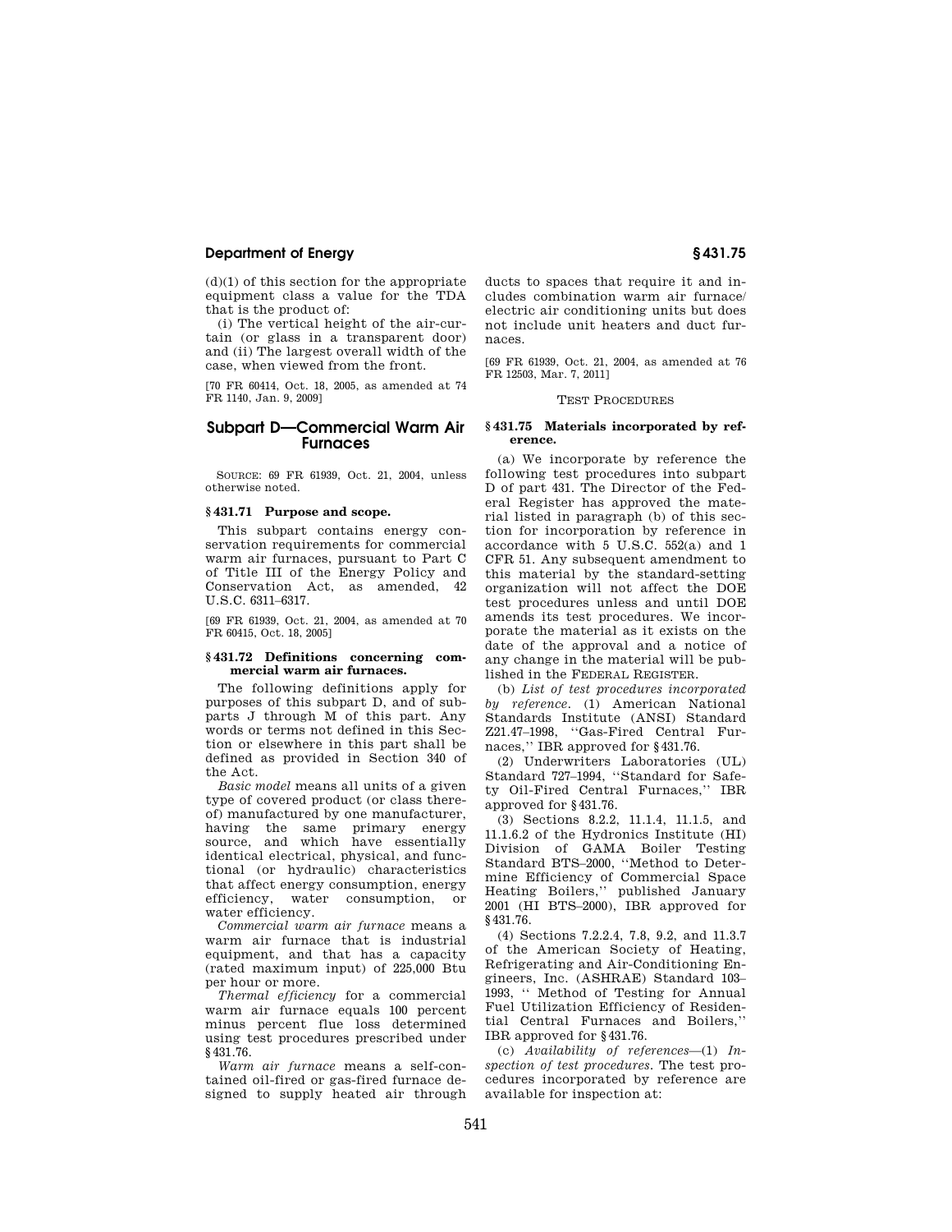(d)(1) of this section for the appropriate equipment class a value for the TDA that is the product of:

(i) The vertical height of the air-curtain (or glass in a transparent door) and (ii) The largest overall width of the case, when viewed from the front.

[70 FR 60414, Oct. 18, 2005, as amended at 74 FR 1140, Jan. 9, 2009]

## Subpart D—Commercial Warm Air Furnaces

SOURCE: 69 FR 61939, Oct. 21, 2004, unless otherwise noted.

### § 431.71 Purpose and scope.

This subpart contains energy conservation requirements for commercial warm air furnaces, pursuant to Part C of Title III of the Energy Policy and Conservation Act, as amended, 42 U.S.C. 6311–6317.

[69 FR 61939, Oct. 21, 2004, as amended at 70 FR 60415, Oct. 18, 2005]

### § 431.72 Definitions concerning commercial warm air furnaces.

The following definitions apply for purposes of this subpart D, and of subparts J through M of this part. Any words or terms not defined in this Section or elsewhere in this part shall be defined as provided in Section 340 of the Act.

*Basic model* means all units of a given type of covered product (or class thereof) manufactured by one manufacturer, having the same primary energy source, and which have essentially identical electrical, physical, and functional (or hydraulic) characteristics that affect energy consumption, energy efficiency, water consumption, or water efficiency.

*Commercial warm air furnace* means a warm air furnace that is industrial equipment, and that has a capacity (rated maximum input) of 225,000 Btu per hour or more.

*Thermal efficiency* for a commercial warm air furnace equals 100 percent minus percent flue loss determined using test procedures prescribed under § 431.76.

*Warm air furnace* means a self-contained oil-fired or gas-fired furnace designed to supply heated air through ducts to spaces that require it and includes combination warm air furnace/electric air conditioning units but does not include unit heaters and duct furnaces.

[69 FR 61939, Oct. 21, 2004, as amended at 76 FR 12503, Mar. 7, 2011]

TEST PROCEDURES

### § 431.75 Materials incorporated by reference.

(a) We incorporate by reference the following test procedures into subpart D of part 431. The Director of the Federal Register has approved the material listed in paragraph (b) of this section for incorporation by reference in accordance with 5 U.S.C. 552(a) and 1 CFR 51. Any subsequent amendment to this material by the standard-setting organization will not affect the DOE test procedures unless and until DOE amends its test procedures. We incorporate the material as it exists on the date of the approval and a notice of any change in the material will be published in the FEDERAL REGISTER.

(b) *List of test procedures incorporated by reference.* (1) American National Standards Institute (ANSI) Standard Z21.47–1998, ''Gas-Fired Central Furnaces,'' IBR approved for § 431.76.

(2) Underwriters Laboratories (UL) Standard 727–1994, ''Standard for Safety Oil-Fired Central Furnaces,'' IBR approved for § 431.76.

(3) Sections 8.2.2, 11.1.4, 11.1.5, and 11.1.6.2 of the Hydronics Institute (HI) Division of GAMA Boiler Testing Standard BTS–2000, ''Method to Determine Efficiency of Commercial Space Heating Boilers,'' published January 2001 (HI BTS–2000), IBR approved for § 431.76.

(4) Sections 7.2.2.4, 7.8, 9.2, and 11.3.7 of the American Society of Heating, Refrigerating and Air-Conditioning Engineers, Inc. (ASHRAE) Standard 103–1993, '' Method of Testing for Annual Fuel Utilization Efficiency of Residential Central Furnaces and Boilers,'' IBR approved for § 431.76.

(c) *Availability of references*—(1) *Inspection of test procedures.* The test procedures incorporated by reference are available for inspection at: